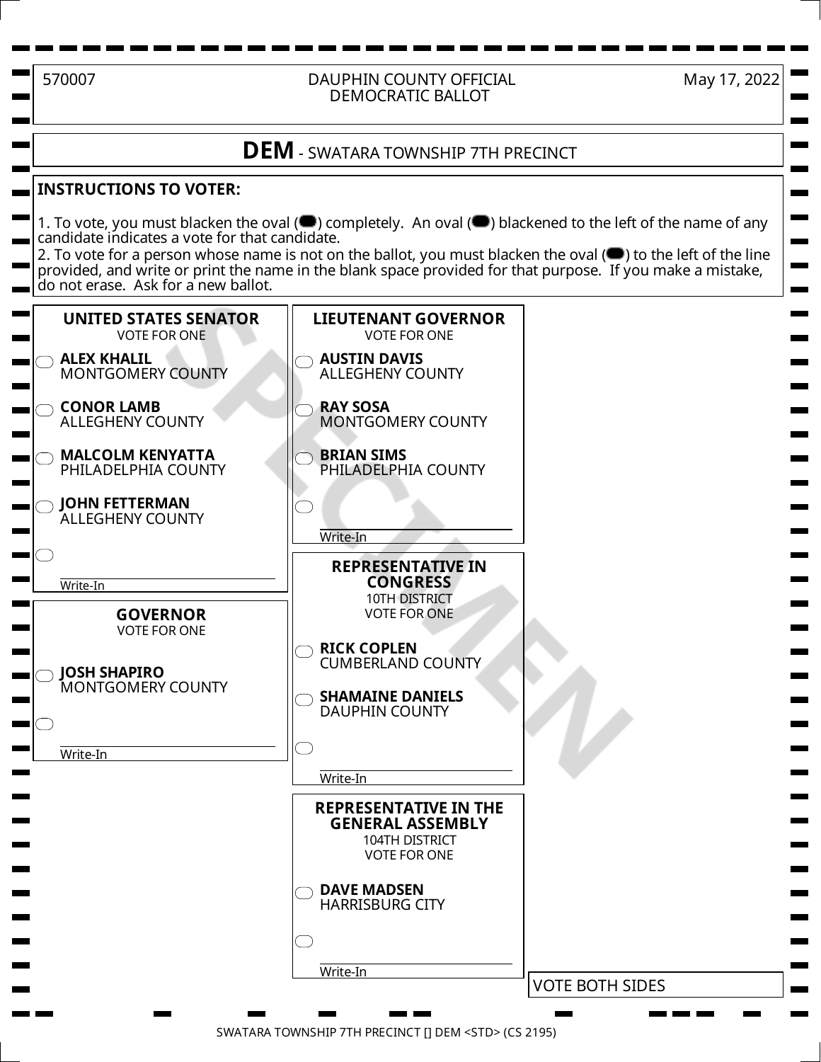570007

DAUPHIN COUNTY OFFICIAL
DEMOCRATIC BALLOT

May 17, 2022

# DEM - SWATARA TOWNSHIP 7TH PRECINCT

**INSTRUCTIONS TO VOTER:**

1. To vote, you must blacken the oval (⬬) completely. An oval (⬬) blackened to the left of the name of any candidate indicates a vote for that candidate.
2. To vote for a person whose name is not on the ballot, you must blacken the oval (⬬) to the left of the line provided, and write or print the name in the blank space provided for that purpose. If you make a mistake, do not erase. Ask for a new ballot.

## UNITED STATES SENATOR
VOTE FOR ONE

- ⬭ **ALEX KHALIL** MONTGOMERY COUNTY
- ⬭ **CONOR LAMB** ALLEGHENY COUNTY
- ⬭ **MALCOLM KENYATTA** PHILADELPHIA COUNTY
- ⬭ **JOHN FETTERMAN** ALLEGHENY COUNTY
- ⬭ ______________ Write-In

## GOVERNOR
VOTE FOR ONE

- ⬭ **JOSH SHAPIRO** MONTGOMERY COUNTY
- ⬭ ______________ Write-In

## LIEUTENANT GOVERNOR
VOTE FOR ONE

- ⬭ **AUSTIN DAVIS** ALLEGHENY COUNTY
- ⬭ **RAY SOSA** MONTGOMERY COUNTY
- ⬭ **BRIAN SIMS** PHILADELPHIA COUNTY
- ⬭ ______________ Write-In

## REPRESENTATIVE IN CONGRESS
10TH DISTRICT
VOTE FOR ONE

- ⬭ **RICK COPLEN** CUMBERLAND COUNTY
- ⬭ **SHAMAINE DANIELS** DAUPHIN COUNTY
- ⬭ ______________ Write-In

## REPRESENTATIVE IN THE GENERAL ASSEMBLY
104TH DISTRICT
VOTE FOR ONE

- ⬭ **DAVE MADSEN** HARRISBURG CITY
- ⬭ ______________ Write-In

VOTE BOTH SIDES

SWATARA TOWNSHIP 7TH PRECINCT [] DEM <STD> (CS 2195)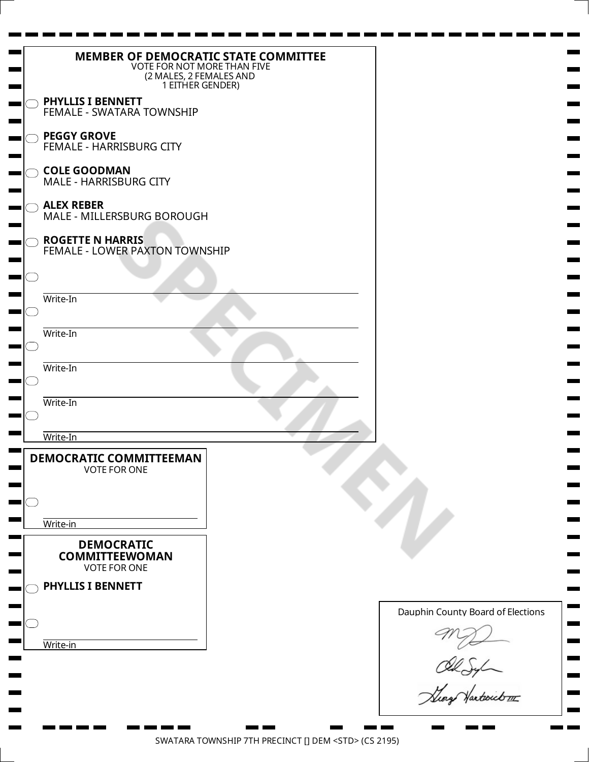## MEMBER OF DEMOCRATIC STATE COMMITTEE

VOTE FOR NOT MORE THAN FIVE
(2 MALES, 2 FEMALES AND
1 EITHER GENDER)

- **PHYLLIS I BENNETT**
  FEMALE - SWATARA TOWNSHIP
- **PEGGY GROVE**
  FEMALE - HARRISBURG CITY
- **COLE GOODMAN**
  MALE - HARRISBURG CITY
- **ALEX REBER**
  MALE - MILLERSBURG BOROUGH
- **ROGETTE N HARRIS**
  FEMALE - LOWER PAXTON TOWNSHIP
- Write-In
- Write-In
- Write-In
- Write-In
- Write-In

## DEMOCRATIC COMMITTEEMAN

VOTE FOR ONE

- Write-in

## DEMOCRATIC COMMITTEEWOMAN

VOTE FOR ONE

- **PHYLLIS I BENNETT**
- Write-in

SPECIMEN

Dauphin County Board of Elections

SWATARA TOWNSHIP 7TH PRECINCT [] DEM <STD> (CS 2195)